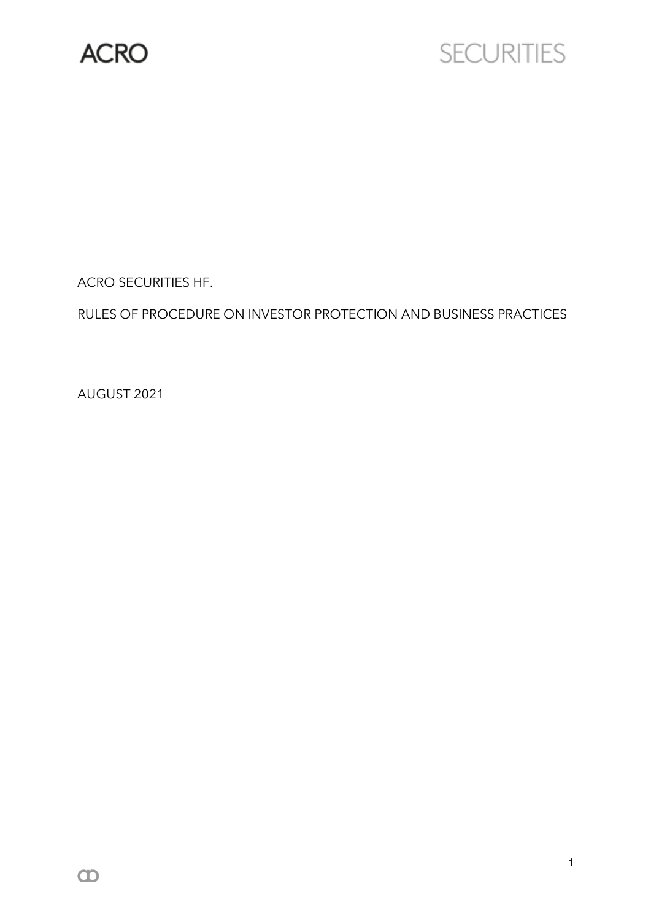ACRO SECURITIES HF.

RULES OF PROCEDURE ON INVESTOR PROTECTION AND BUSINESS PRACTICES

AUGUST 2021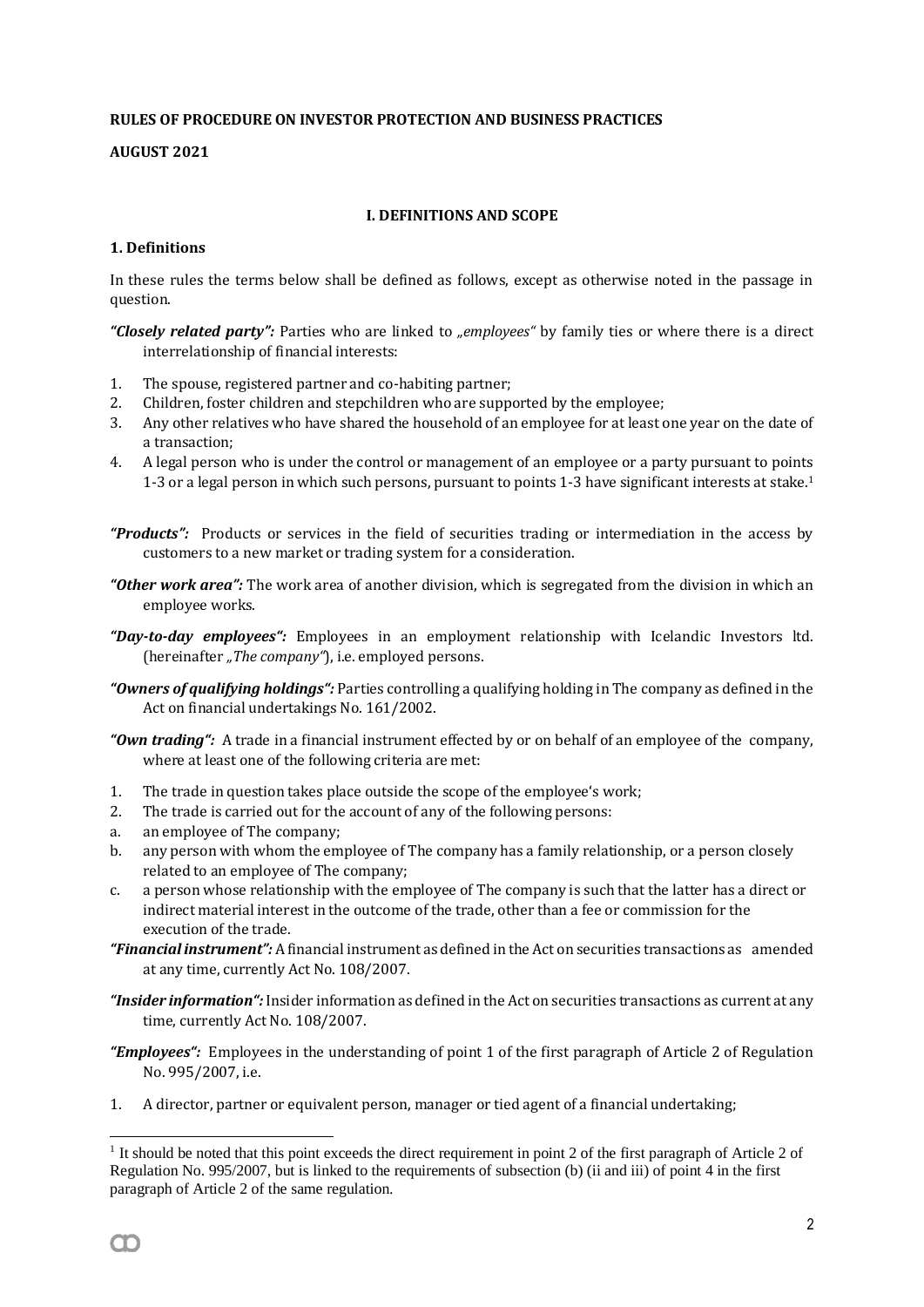**RULES OF PROCEDURE ON INVESTOR PROTECTION AND BUSINESS PRACTICES**

**AUGUST 2021**

## I. DEFINITIONS AND SCOPE

### 1. Definitions

In these rules the terms below shall be defined as follows, except as otherwise noted in the passage in question.

***"Closely related party":*** Parties who are linked to *„employees"* by family ties or where there is a direct interrelationship of financial interests:

1. The spouse, registered partner and co-habiting partner;
2. Children, foster children and stepchildren who are supported by the employee;
3. Any other relatives who have shared the household of an employee for at least one year on the date of a transaction;
4. A legal person who is under the control or management of an employee or a party pursuant to points 1-3 or a legal person in which such persons, pursuant to points 1-3 have significant interests at stake.[1]

***"Products":*** Products or services in the field of securities trading or intermediation in the access by customers to a new market or trading system for a consideration.

***"Other work area":*** The work area of another division, which is segregated from the division in which an employee works.

***"Day-to-day employees":*** Employees in an employment relationship with Icelandic Investors ltd. (hereinafter *„The company"*), i.e. employed persons.

***"Owners of qualifying holdings":*** Parties controlling a qualifying holding in The company as defined in the Act on financial undertakings No. 161/2002.

***"Own trading":*** A trade in a financial instrument effected by or on behalf of an employee of the company, where at least one of the following criteria are met:

1. The trade in question takes place outside the scope of the employee's work;
2. The trade is carried out for the account of any of the following persons:
   a. an employee of The company;
   b. any person with whom the employee of The company has a family relationship, or a person closely related to an employee of The company;
   c. a person whose relationship with the employee of The company is such that the latter has a direct or indirect material interest in the outcome of the trade, other than a fee or commission for the execution of the trade.

***"Financial instrument":*** A financial instrument as defined in the Act on securities transactions as amended at any time, currently Act No. 108/2007.

***"Insider information":*** Insider information as defined in the Act on securities transactions as current at any time, currently Act No. 108/2007.

***"Employees":*** Employees in the understanding of point 1 of the first paragraph of Article 2 of Regulation No. 995/2007, i.e.

1. A director, partner or equivalent person, manager or tied agent of a financial undertaking;

[1] It should be noted that this point exceeds the direct requirement in point 2 of the first paragraph of Article 2 of Regulation No. 995/2007, but is linked to the requirements of subsection (b) (ii and iii) of point 4 in the first paragraph of Article 2 of the same regulation.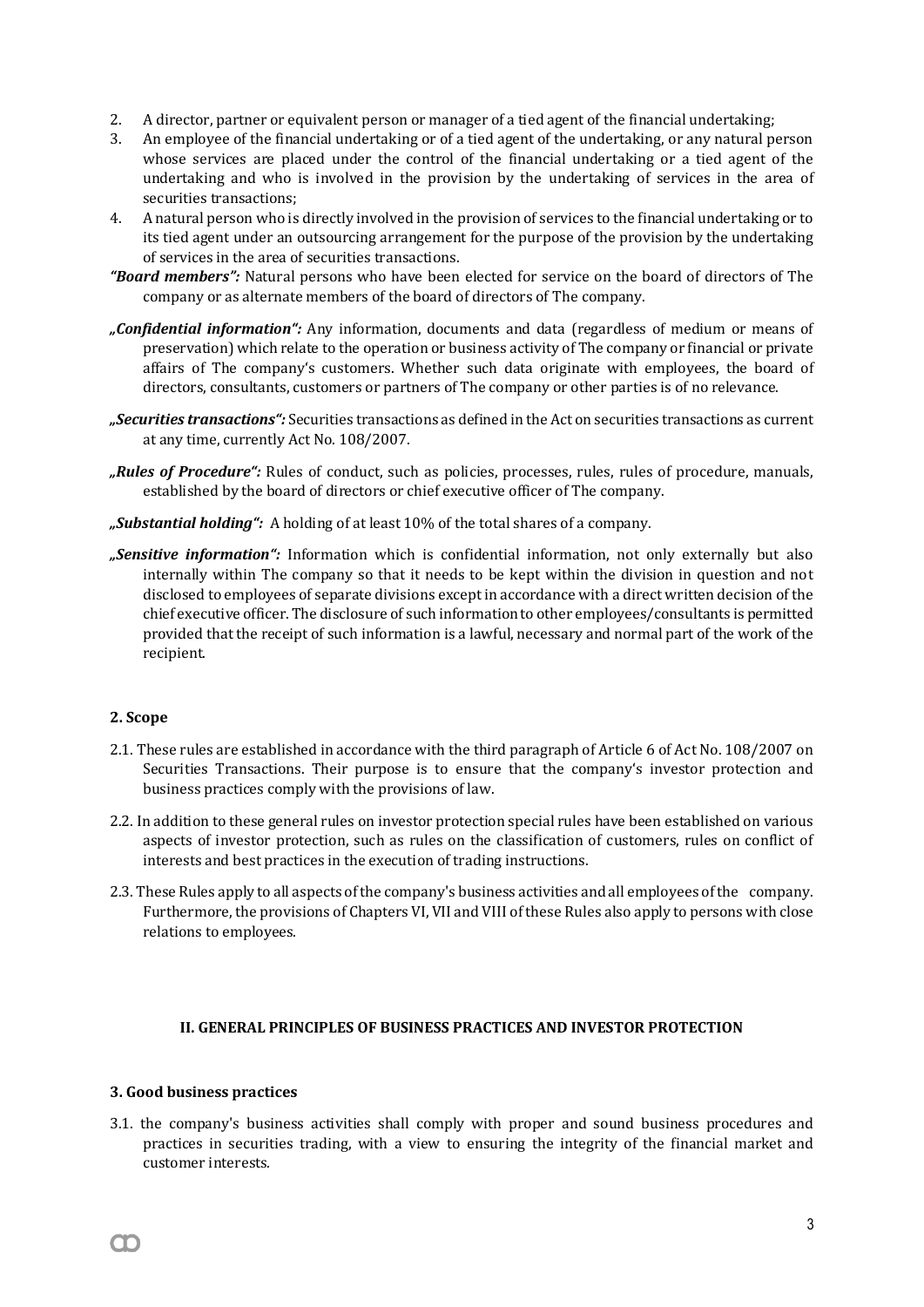2. A director, partner or equivalent person or manager of a tied agent of the financial undertaking;
3. An employee of the financial undertaking or of a tied agent of the undertaking, or any natural person whose services are placed under the control of the financial undertaking or a tied agent of the undertaking and who is involved in the provision by the undertaking of services in the area of securities transactions;
4. A natural person who is directly involved in the provision of services to the financial undertaking or to its tied agent under an outsourcing arrangement for the purpose of the provision by the undertaking of services in the area of securities transactions.

***"Board members":*** Natural persons who have been elected for service on the board of directors of The company or as alternate members of the board of directors of The company.

***„Confidential information":*** Any information, documents and data (regardless of medium or means of preservation) which relate to the operation or business activity of The company or financial or private affairs of The company's customers. Whether such data originate with employees, the board of directors, consultants, customers or partners of The company or other parties is of no relevance.

***„Securities transactions":*** Securities transactions as defined in the Act on securities transactions as current at any time, currently Act No. 108/2007.

***„Rules of Procedure":*** Rules of conduct, such as policies, processes, rules, rules of procedure, manuals, established by the board of directors or chief executive officer of The company.

***„Substantial holding":*** A holding of at least 10% of the total shares of a company.

***„Sensitive information":*** Information which is confidential information, not only externally but also internally within The company so that it needs to be kept within the division in question and not disclosed to employees of separate divisions except in accordance with a direct written decision of the chief executive officer. The disclosure of such information to other employees/consultants is permitted provided that the receipt of such information is a lawful, necessary and normal part of the work of the recipient.

### 2. Scope

2.1. These rules are established in accordance with the third paragraph of Article 6 of Act No. 108/2007 on Securities Transactions. Their purpose is to ensure that the company's investor protection and business practices comply with the provisions of law.

2.2. In addition to these general rules on investor protection special rules have been established on various aspects of investor protection, such as rules on the classification of customers, rules on conflict of interests and best practices in the execution of trading instructions.

2.3. These Rules apply to all aspects of the company's business activities and all employees of the company. Furthermore, the provisions of Chapters VI, VII and VIII of these Rules also apply to persons with close relations to employees.

## II. GENERAL PRINCIPLES OF BUSINESS PRACTICES AND INVESTOR PROTECTION

### 3. Good business practices

3.1. the company's business activities shall comply with proper and sound business procedures and practices in securities trading, with a view to ensuring the integrity of the financial market and customer interests.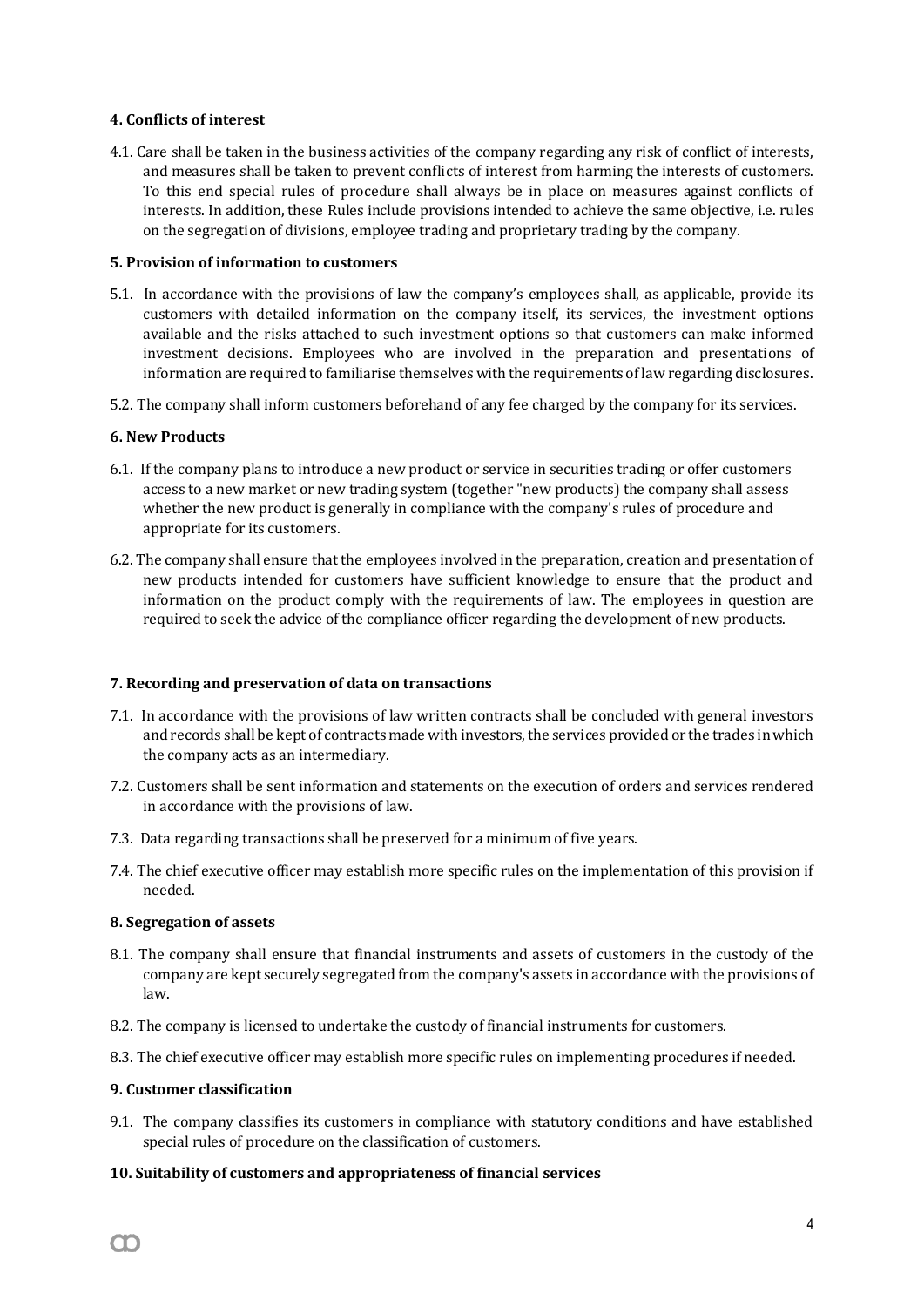#### 4. Conflicts of interest

4.1. Care shall be taken in the business activities of the company regarding any risk of conflict of interests, and measures shall be taken to prevent conflicts of interest from harming the interests of customers. To this end special rules of procedure shall always be in place on measures against conflicts of interests. In addition, these Rules include provisions intended to achieve the same objective, i.e. rules on the segregation of divisions, employee trading and proprietary trading by the company.

#### 5. Provision of information to customers

5.1. In accordance with the provisions of law the company's employees shall, as applicable, provide its customers with detailed information on the company itself, its services, the investment options available and the risks attached to such investment options so that customers can make informed investment decisions. Employees who are involved in the preparation and presentations of information are required to familiarise themselves with the requirements of law regarding disclosures.

5.2. The company shall inform customers beforehand of any fee charged by the company for its services.

#### 6. New Products

6.1. If the company plans to introduce a new product or service in securities trading or offer customers access to a new market or new trading system (together "new products) the company shall assess whether the new product is generally in compliance with the company's rules of procedure and appropriate for its customers.

6.2. The company shall ensure that the employees involved in the preparation, creation and presentation of new products intended for customers have sufficient knowledge to ensure that the product and information on the product comply with the requirements of law. The employees in question are required to seek the advice of the compliance officer regarding the development of new products.

#### 7. Recording and preservation of data on transactions

7.1. In accordance with the provisions of law written contracts shall be concluded with general investors and records shall be kept of contracts made with investors, the services provided or the trades in which the company acts as an intermediary.

7.2. Customers shall be sent information and statements on the execution of orders and services rendered in accordance with the provisions of law.

7.3. Data regarding transactions shall be preserved for a minimum of five years.

7.4. The chief executive officer may establish more specific rules on the implementation of this provision if needed.

#### 8. Segregation of assets

8.1. The company shall ensure that financial instruments and assets of customers in the custody of the company are kept securely segregated from the company's assets in accordance with the provisions of law.

8.2. The company is licensed to undertake the custody of financial instruments for customers.

8.3. The chief executive officer may establish more specific rules on implementing procedures if needed.

#### 9. Customer classification

9.1. The company classifies its customers in compliance with statutory conditions and have established special rules of procedure on the classification of customers.

#### 10. Suitability of customers and appropriateness of financial services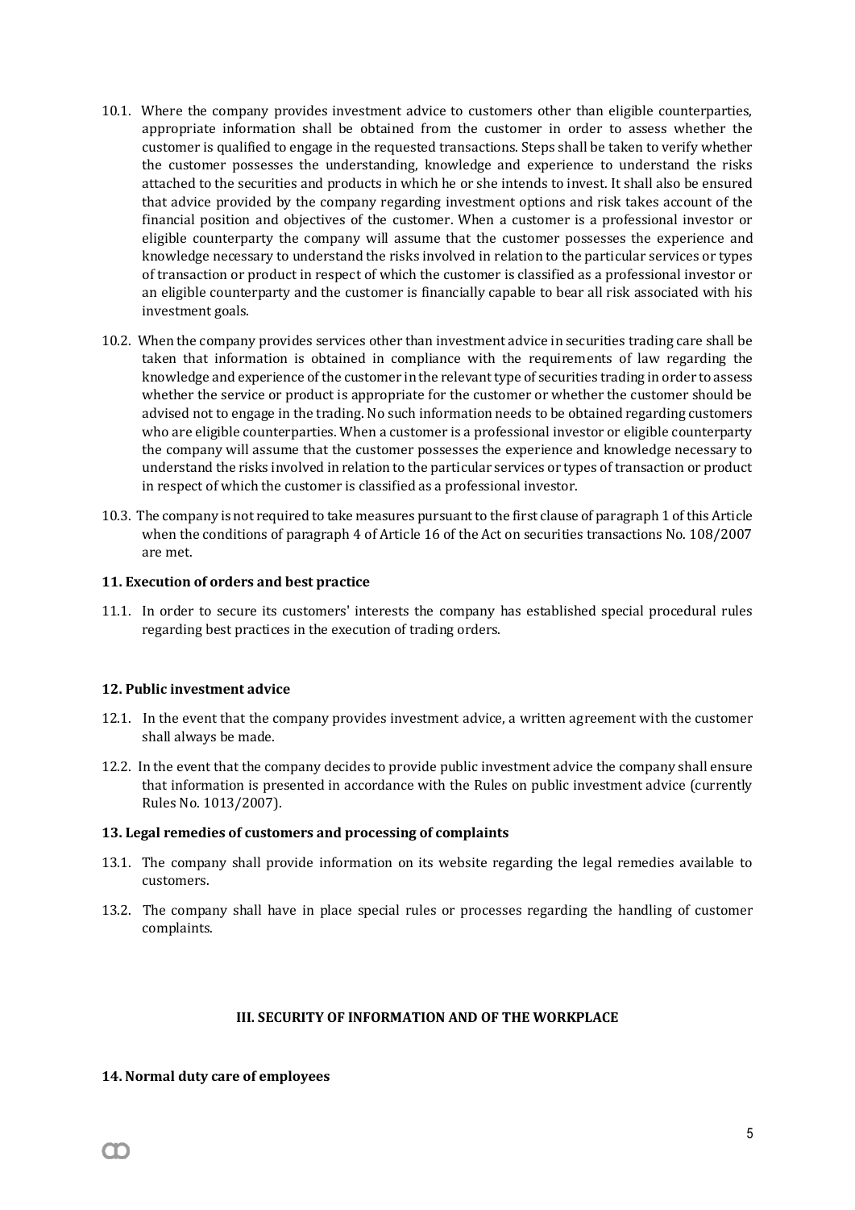10.1. Where the company provides investment advice to customers other than eligible counterparties, appropriate information shall be obtained from the customer in order to assess whether the customer is qualified to engage in the requested transactions. Steps shall be taken to verify whether the customer possesses the understanding, knowledge and experience to understand the risks attached to the securities and products in which he or she intends to invest. It shall also be ensured that advice provided by the company regarding investment options and risk takes account of the financial position and objectives of the customer. When a customer is a professional investor or eligible counterparty the company will assume that the customer possesses the experience and knowledge necessary to understand the risks involved in relation to the particular services or types of transaction or product in respect of which the customer is classified as a professional investor or an eligible counterparty and the customer is financially capable to bear all risk associated with his investment goals.

10.2. When the company provides services other than investment advice in securities trading care shall be taken that information is obtained in compliance with the requirements of law regarding the knowledge and experience of the customer in the relevant type of securities trading in order to assess whether the service or product is appropriate for the customer or whether the customer should be advised not to engage in the trading. No such information needs to be obtained regarding customers who are eligible counterparties. When a customer is a professional investor or eligible counterparty the company will assume that the customer possesses the experience and knowledge necessary to understand the risks involved in relation to the particular services or types of transaction or product in respect of which the customer is classified as a professional investor.

10.3. The company is not required to take measures pursuant to the first clause of paragraph 1 of this Article when the conditions of paragraph 4 of Article 16 of the Act on securities transactions No. 108/2007 are met.

### 11. Execution of orders and best practice

11.1. In order to secure its customers' interests the company has established special procedural rules regarding best practices in the execution of trading orders.

### 12. Public investment advice

12.1. In the event that the company provides investment advice, a written agreement with the customer shall always be made.

12.2. In the event that the company decides to provide public investment advice the company shall ensure that information is presented in accordance with the Rules on public investment advice (currently Rules No. 1013/2007).

### 13. Legal remedies of customers and processing of complaints

13.1. The company shall provide information on its website regarding the legal remedies available to customers.

13.2. The company shall have in place special rules or processes regarding the handling of customer complaints.

## III. SECURITY OF INFORMATION AND OF THE WORKPLACE

### 14. Normal duty care of employees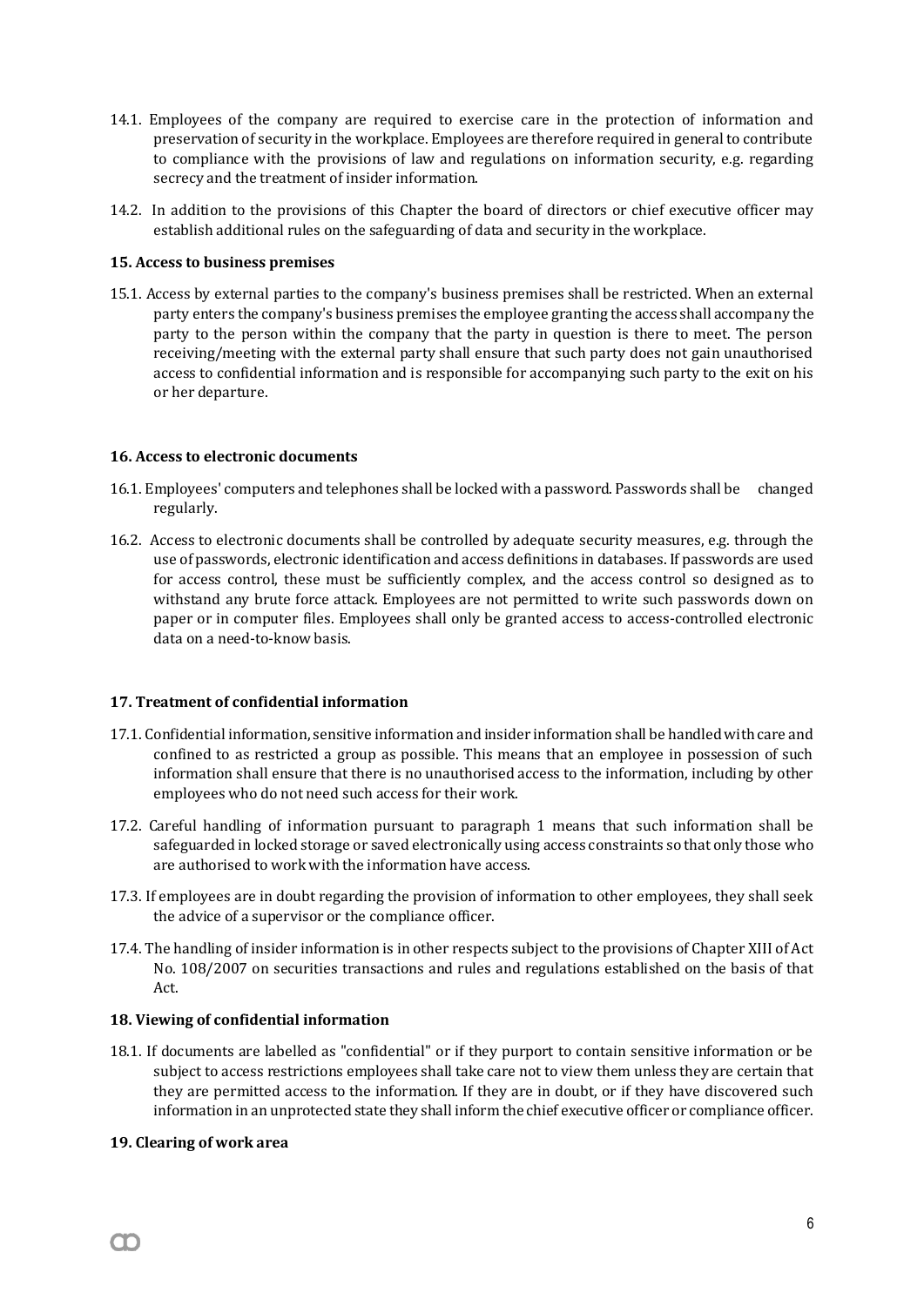14.1. Employees of the company are required to exercise care in the protection of information and preservation of security in the workplace. Employees are therefore required in general to contribute to compliance with the provisions of law and regulations on information security, e.g. regarding secrecy and the treatment of insider information.

14.2. In addition to the provisions of this Chapter the board of directors or chief executive officer may establish additional rules on the safeguarding of data and security in the workplace.

**15. Access to business premises**

15.1. Access by external parties to the company's business premises shall be restricted. When an external party enters the company's business premises the employee granting the access shall accompany the party to the person within the company that the party in question is there to meet. The person receiving/meeting with the external party shall ensure that such party does not gain unauthorised access to confidential information and is responsible for accompanying such party to the exit on his or her departure.

**16. Access to electronic documents**

16.1. Employees' computers and telephones shall be locked with a password. Passwords shall be changed regularly.

16.2. Access to electronic documents shall be controlled by adequate security measures, e.g. through the use of passwords, electronic identification and access definitions in databases. If passwords are used for access control, these must be sufficiently complex, and the access control so designed as to withstand any brute force attack. Employees are not permitted to write such passwords down on paper or in computer files. Employees shall only be granted access to access-controlled electronic data on a need-to-know basis.

**17. Treatment of confidential information**

17.1. Confidential information, sensitive information and insider information shall be handled with care and confined to as restricted a group as possible. This means that an employee in possession of such information shall ensure that there is no unauthorised access to the information, including by other employees who do not need such access for their work.

17.2. Careful handling of information pursuant to paragraph 1 means that such information shall be safeguarded in locked storage or saved electronically using access constraints so that only those who are authorised to work with the information have access.

17.3. If employees are in doubt regarding the provision of information to other employees, they shall seek the advice of a supervisor or the compliance officer.

17.4. The handling of insider information is in other respects subject to the provisions of Chapter XIII of Act No. 108/2007 on securities transactions and rules and regulations established on the basis of that Act.

**18. Viewing of confidential information**

18.1. If documents are labelled as "confidential" or if they purport to contain sensitive information or be subject to access restrictions employees shall take care not to view them unless they are certain that they are permitted access to the information. If they are in doubt, or if they have discovered such information in an unprotected state they shall inform the chief executive officer or compliance officer.

**19. Clearing of work area**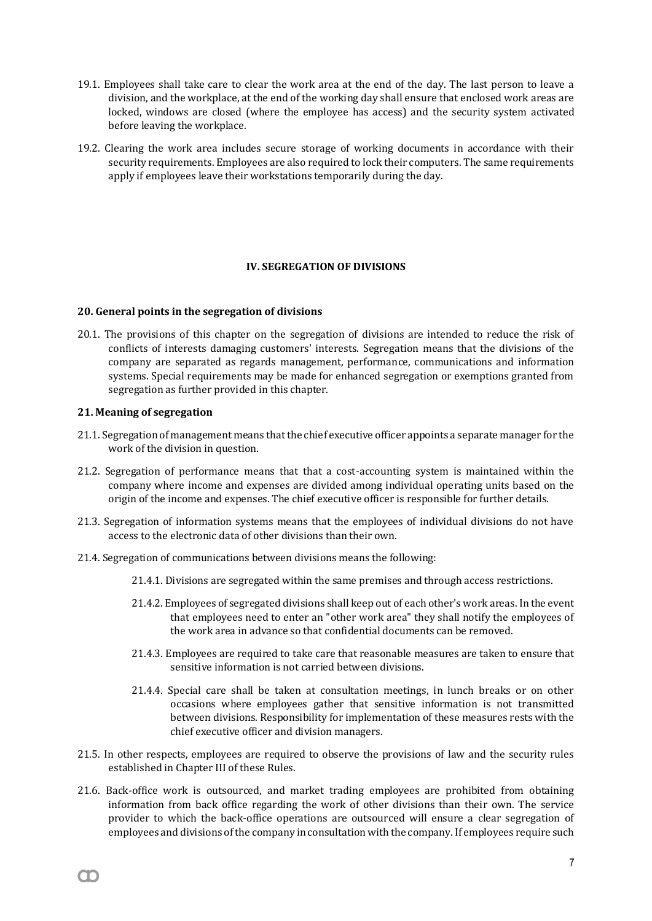19.1. Employees shall take care to clear the work area at the end of the day. The last person to leave a division, and the workplace, at the end of the working day shall ensure that enclosed work areas are locked, windows are closed (where the employee has access) and the security system activated before leaving the workplace.

19.2. Clearing the work area includes secure storage of working documents in accordance with their security requirements. Employees are also required to lock their computers. The same requirements apply if employees leave their workstations temporarily during the day.

## IV. SEGREGATION OF DIVISIONS

### 20. General points in the segregation of divisions

20.1. The provisions of this chapter on the segregation of divisions are intended to reduce the risk of conflicts of interests damaging customers' interests. Segregation means that the divisions of the company are separated as regards management, performance, communications and information systems. Special requirements may be made for enhanced segregation or exemptions granted from segregation as further provided in this chapter.

### 21. Meaning of segregation

21.1. Segregation of management means that the chief executive officer appoints a separate manager for the work of the division in question.

21.2. Segregation of performance means that that a cost-accounting system is maintained within the company where income and expenses are divided among individual operating units based on the origin of the income and expenses. The chief executive officer is responsible for further details.

21.3. Segregation of information systems means that the employees of individual divisions do not have access to the electronic data of other divisions than their own.

21.4. Segregation of communications between divisions means the following:

21.4.1. Divisions are segregated within the same premises and through access restrictions.

21.4.2. Employees of segregated divisions shall keep out of each other's work areas. In the event that employees need to enter an "other work area" they shall notify the employees of the work area in advance so that confidential documents can be removed.

21.4.3. Employees are required to take care that reasonable measures are taken to ensure that sensitive information is not carried between divisions.

21.4.4. Special care shall be taken at consultation meetings, in lunch breaks or on other occasions where employees gather that sensitive information is not transmitted between divisions. Responsibility for implementation of these measures rests with the chief executive officer and division managers.

21.5. In other respects, employees are required to observe the provisions of law and the security rules established in Chapter III of these Rules.

21.6. Back-office work is outsourced, and market trading employees are prohibited from obtaining information from back office regarding the work of other divisions than their own. The service provider to which the back-office operations are outsourced will ensure a clear segregation of employees and divisions of the company in consultation with the company. If employees require such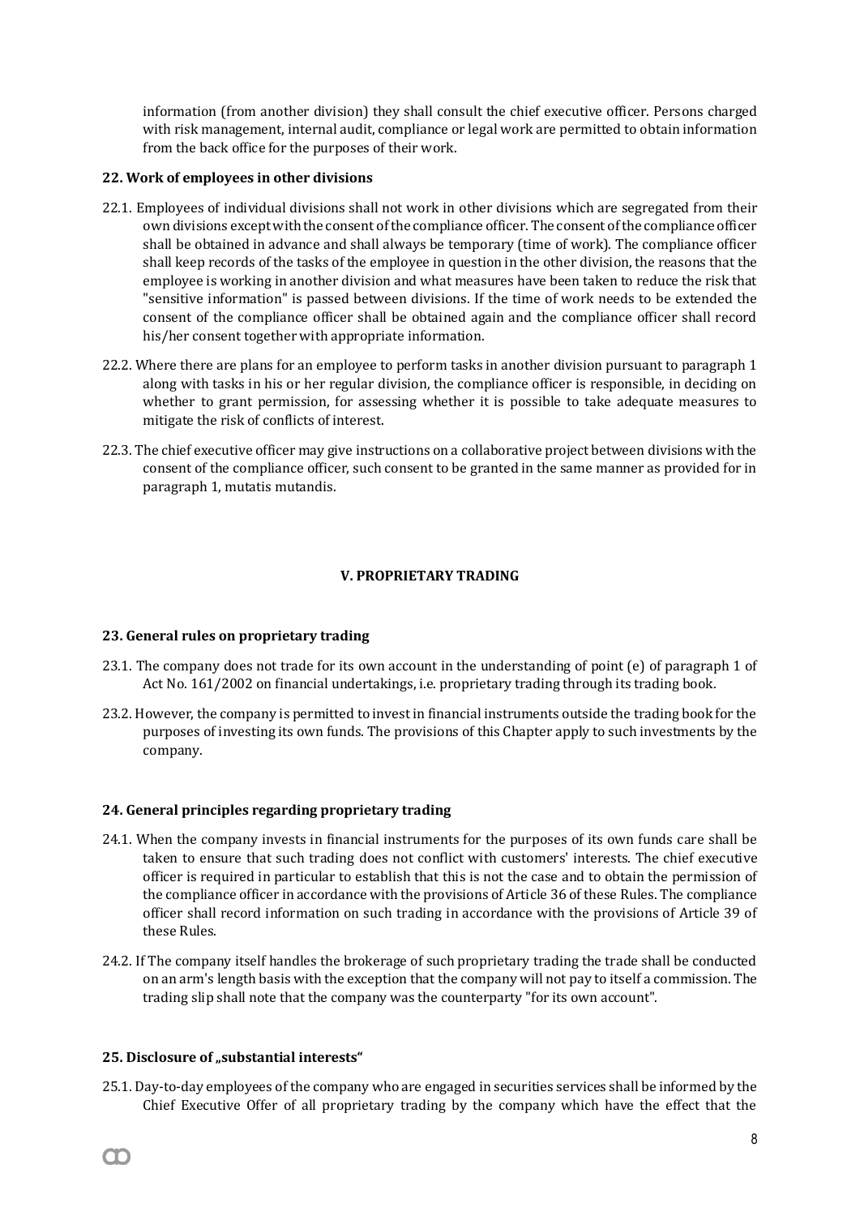information (from another division) they shall consult the chief executive officer. Persons charged with risk management, internal audit, compliance or legal work are permitted to obtain information from the back office for the purposes of their work.

### 22. Work of employees in other divisions

22.1. Employees of individual divisions shall not work in other divisions which are segregated from their own divisions except with the consent of the compliance officer. The consent of the compliance officer shall be obtained in advance and shall always be temporary (time of work). The compliance officer shall keep records of the tasks of the employee in question in the other division, the reasons that the employee is working in another division and what measures have been taken to reduce the risk that "sensitive information" is passed between divisions. If the time of work needs to be extended the consent of the compliance officer shall be obtained again and the compliance officer shall record his/her consent together with appropriate information.

22.2. Where there are plans for an employee to perform tasks in another division pursuant to paragraph 1 along with tasks in his or her regular division, the compliance officer is responsible, in deciding on whether to grant permission, for assessing whether it is possible to take adequate measures to mitigate the risk of conflicts of interest.

22.3. The chief executive officer may give instructions on a collaborative project between divisions with the consent of the compliance officer, such consent to be granted in the same manner as provided for in paragraph 1, mutatis mutandis.

## V. PROPRIETARY TRADING

### 23. General rules on proprietary trading

23.1. The company does not trade for its own account in the understanding of point (e) of paragraph 1 of Act No. 161/2002 on financial undertakings, i.e. proprietary trading through its trading book.

23.2. However, the company is permitted to invest in financial instruments outside the trading book for the purposes of investing its own funds. The provisions of this Chapter apply to such investments by the company.

### 24. General principles regarding proprietary trading

24.1. When the company invests in financial instruments for the purposes of its own funds care shall be taken to ensure that such trading does not conflict with customers' interests. The chief executive officer is required in particular to establish that this is not the case and to obtain the permission of the compliance officer in accordance with the provisions of Article 36 of these Rules. The compliance officer shall record information on such trading in accordance with the provisions of Article 39 of these Rules.

24.2. If The company itself handles the brokerage of such proprietary trading the trade shall be conducted on an arm's length basis with the exception that the company will not pay to itself a commission. The trading slip shall note that the company was the counterparty "for its own account".

### 25. Disclosure of „substantial interests“

25.1. Day-to-day employees of the company who are engaged in securities services shall be informed by the Chief Executive Offer of all proprietary trading by the company which have the effect that the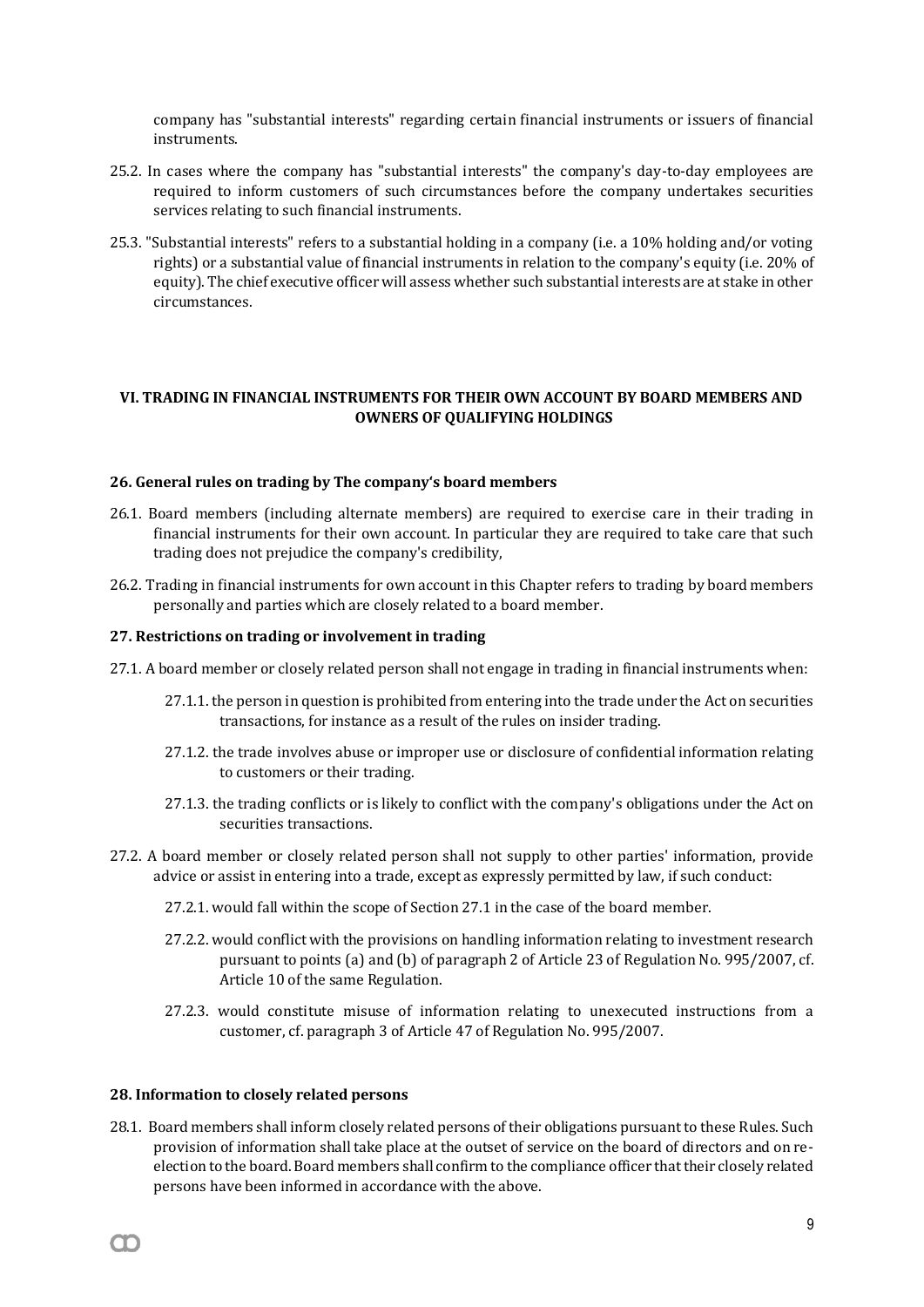company has "substantial interests" regarding certain financial instruments or issuers of financial instruments.

25.2. In cases where the company has "substantial interests" the company's day-to-day employees are required to inform customers of such circumstances before the company undertakes securities services relating to such financial instruments.

25.3. "Substantial interests" refers to a substantial holding in a company (i.e. a 10% holding and/or voting rights) or a substantial value of financial instruments in relation to the company's equity (i.e. 20% of equity). The chief executive officer will assess whether such substantial interests are at stake in other circumstances.

## VI. TRADING IN FINANCIAL INSTRUMENTS FOR THEIR OWN ACCOUNT BY BOARD MEMBERS AND OWNERS OF QUALIFYING HOLDINGS

### 26. General rules on trading by The company's board members

26.1. Board members (including alternate members) are required to exercise care in their trading in financial instruments for their own account. In particular they are required to take care that such trading does not prejudice the company's credibility,

26.2. Trading in financial instruments for own account in this Chapter refers to trading by board members personally and parties which are closely related to a board member.

### 27. Restrictions on trading or involvement in trading

27.1. A board member or closely related person shall not engage in trading in financial instruments when:

- 27.1.1. the person in question is prohibited from entering into the trade under the Act on securities transactions, for instance as a result of the rules on insider trading.
- 27.1.2. the trade involves abuse or improper use or disclosure of confidential information relating to customers or their trading.
- 27.1.3. the trading conflicts or is likely to conflict with the company's obligations under the Act on securities transactions.

27.2. A board member or closely related person shall not supply to other parties' information, provide advice or assist in entering into a trade, except as expressly permitted by law, if such conduct:

- 27.2.1. would fall within the scope of Section 27.1 in the case of the board member.
- 27.2.2. would conflict with the provisions on handling information relating to investment research pursuant to points (a) and (b) of paragraph 2 of Article 23 of Regulation No. 995/2007, cf. Article 10 of the same Regulation.
- 27.2.3. would constitute misuse of information relating to unexecuted instructions from a customer, cf. paragraph 3 of Article 47 of Regulation No. 995/2007.

### 28. Information to closely related persons

28.1. Board members shall inform closely related persons of their obligations pursuant to these Rules. Such provision of information shall take place at the outset of service on the board of directors and on re-election to the board. Board members shall confirm to the compliance officer that their closely related persons have been informed in accordance with the above.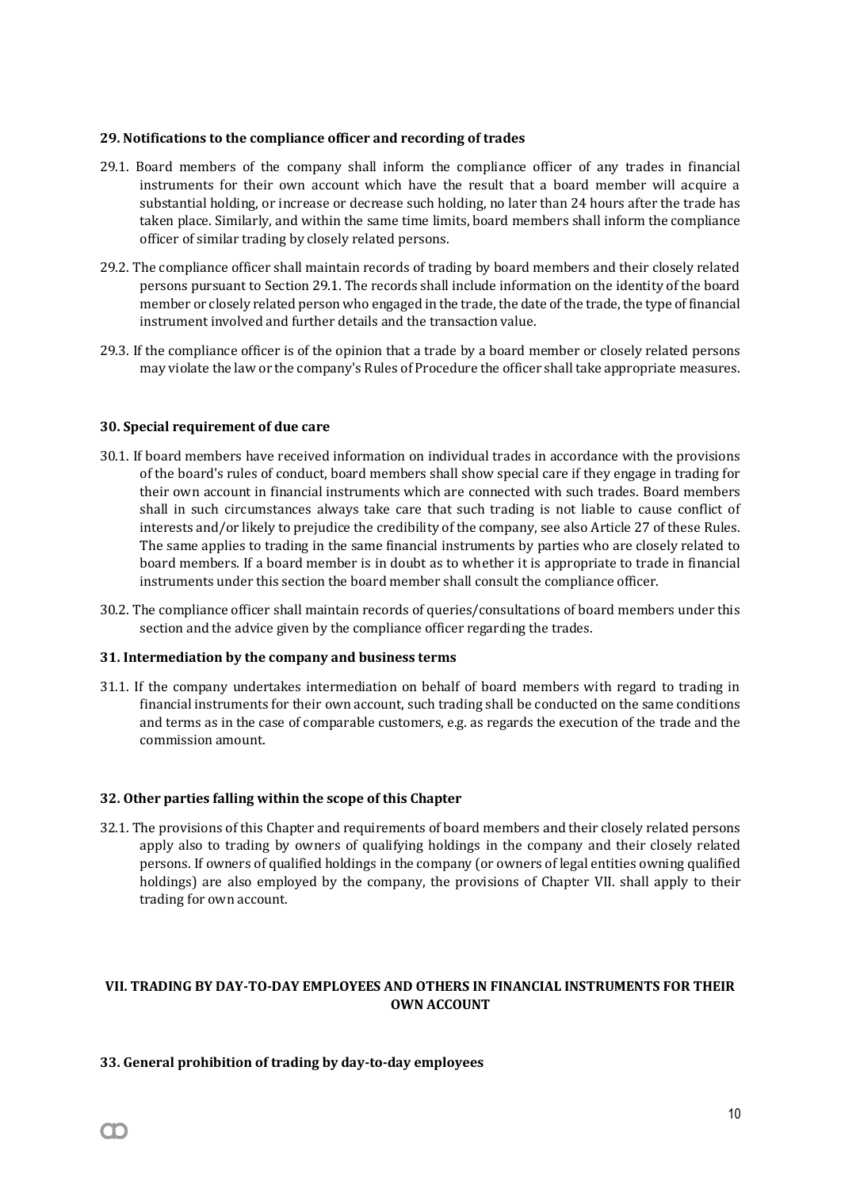### 29. Notifications to the compliance officer and recording of trades

29.1. Board members of the company shall inform the compliance officer of any trades in financial instruments for their own account which have the result that a board member will acquire a substantial holding, or increase or decrease such holding, no later than 24 hours after the trade has taken place. Similarly, and within the same time limits, board members shall inform the compliance officer of similar trading by closely related persons.

29.2. The compliance officer shall maintain records of trading by board members and their closely related persons pursuant to Section 29.1. The records shall include information on the identity of the board member or closely related person who engaged in the trade, the date of the trade, the type of financial instrument involved and further details and the transaction value.

29.3. If the compliance officer is of the opinion that a trade by a board member or closely related persons may violate the law or the company's Rules of Procedure the officer shall take appropriate measures.

### 30. Special requirement of due care

30.1. If board members have received information on individual trades in accordance with the provisions of the board's rules of conduct, board members shall show special care if they engage in trading for their own account in financial instruments which are connected with such trades. Board members shall in such circumstances always take care that such trading is not liable to cause conflict of interests and/or likely to prejudice the credibility of the company, see also Article 27 of these Rules. The same applies to trading in the same financial instruments by parties who are closely related to board members. If a board member is in doubt as to whether it is appropriate to trade in financial instruments under this section the board member shall consult the compliance officer.

30.2. The compliance officer shall maintain records of queries/consultations of board members under this section and the advice given by the compliance officer regarding the trades.

### 31. Intermediation by the company and business terms

31.1. If the company undertakes intermediation on behalf of board members with regard to trading in financial instruments for their own account, such trading shall be conducted on the same conditions and terms as in the case of comparable customers, e.g. as regards the execution of the trade and the commission amount.

### 32. Other parties falling within the scope of this Chapter

32.1. The provisions of this Chapter and requirements of board members and their closely related persons apply also to trading by owners of qualifying holdings in the company and their closely related persons. If owners of qualified holdings in the company (or owners of legal entities owning qualified holdings) are also employed by the company, the provisions of Chapter VII. shall apply to their trading for own account.

## VII. TRADING BY DAY-TO-DAY EMPLOYEES AND OTHERS IN FINANCIAL INSTRUMENTS FOR THEIR OWN ACCOUNT

### 33. General prohibition of trading by day-to-day employees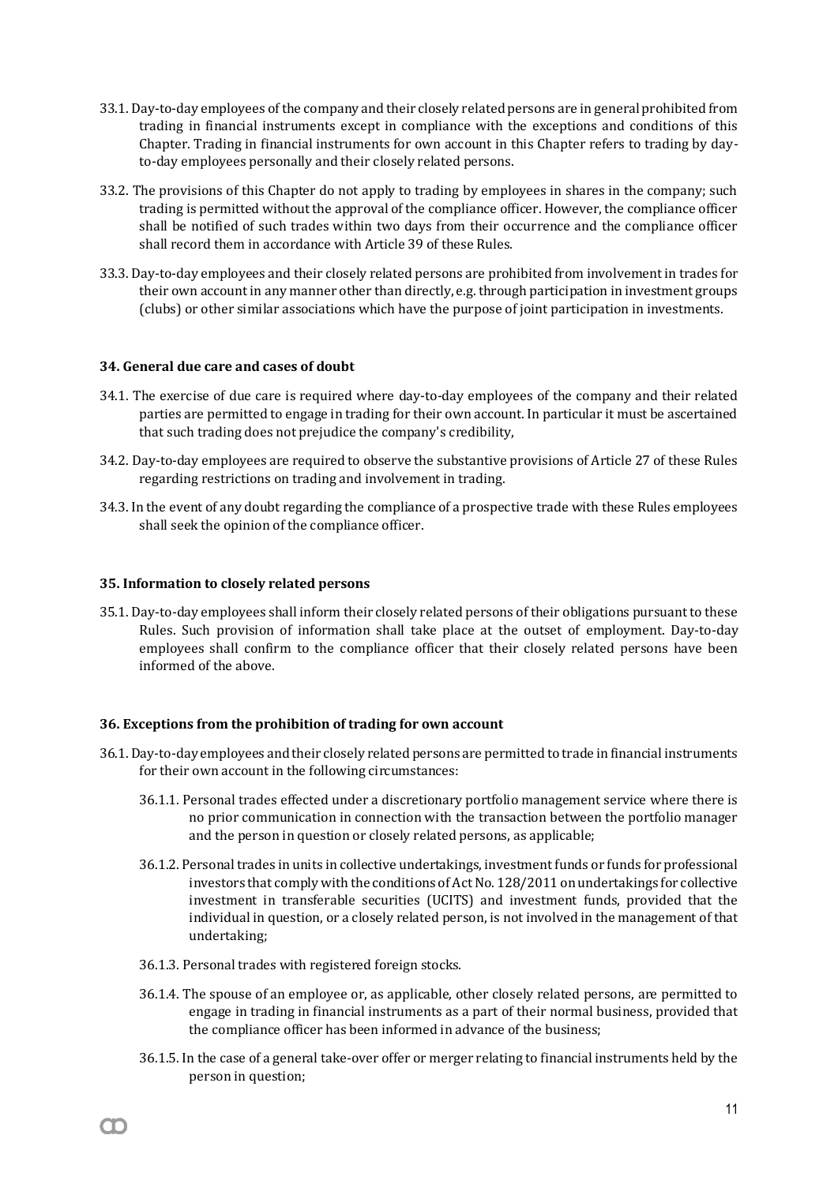33.1. Day-to-day employees of the company and their closely related persons are in general prohibited from trading in financial instruments except in compliance with the exceptions and conditions of this Chapter. Trading in financial instruments for own account in this Chapter refers to trading by day-to-day employees personally and their closely related persons.

33.2. The provisions of this Chapter do not apply to trading by employees in shares in the company; such trading is permitted without the approval of the compliance officer. However, the compliance officer shall be notified of such trades within two days from their occurrence and the compliance officer shall record them in accordance with Article 39 of these Rules.

33.3. Day-to-day employees and their closely related persons are prohibited from involvement in trades for their own account in any manner other than directly, e.g. through participation in investment groups (clubs) or other similar associations which have the purpose of joint participation in investments.

#### 34. General due care and cases of doubt

34.1. The exercise of due care is required where day-to-day employees of the company and their related parties are permitted to engage in trading for their own account. In particular it must be ascertained that such trading does not prejudice the company's credibility,

34.2. Day-to-day employees are required to observe the substantive provisions of Article 27 of these Rules regarding restrictions on trading and involvement in trading.

34.3. In the event of any doubt regarding the compliance of a prospective trade with these Rules employees shall seek the opinion of the compliance officer.

#### 35. Information to closely related persons

35.1. Day-to-day employees shall inform their closely related persons of their obligations pursuant to these Rules. Such provision of information shall take place at the outset of employment. Day-to-day employees shall confirm to the compliance officer that their closely related persons have been informed of the above.

#### 36. Exceptions from the prohibition of trading for own account

36.1. Day-to-day employees and their closely related persons are permitted to trade in financial instruments for their own account in the following circumstances:

- 36.1.1. Personal trades effected under a discretionary portfolio management service where there is no prior communication in connection with the transaction between the portfolio manager and the person in question or closely related persons, as applicable;
- 36.1.2. Personal trades in units in collective undertakings, investment funds or funds for professional investors that comply with the conditions of Act No. 128/2011 on undertakings for collective investment in transferable securities (UCITS) and investment funds, provided that the individual in question, or a closely related person, is not involved in the management of that undertaking;
- 36.1.3. Personal trades with registered foreign stocks.
- 36.1.4. The spouse of an employee or, as applicable, other closely related persons, are permitted to engage in trading in financial instruments as a part of their normal business, provided that the compliance officer has been informed in advance of the business;
- 36.1.5. In the case of a general take-over offer or merger relating to financial instruments held by the person in question;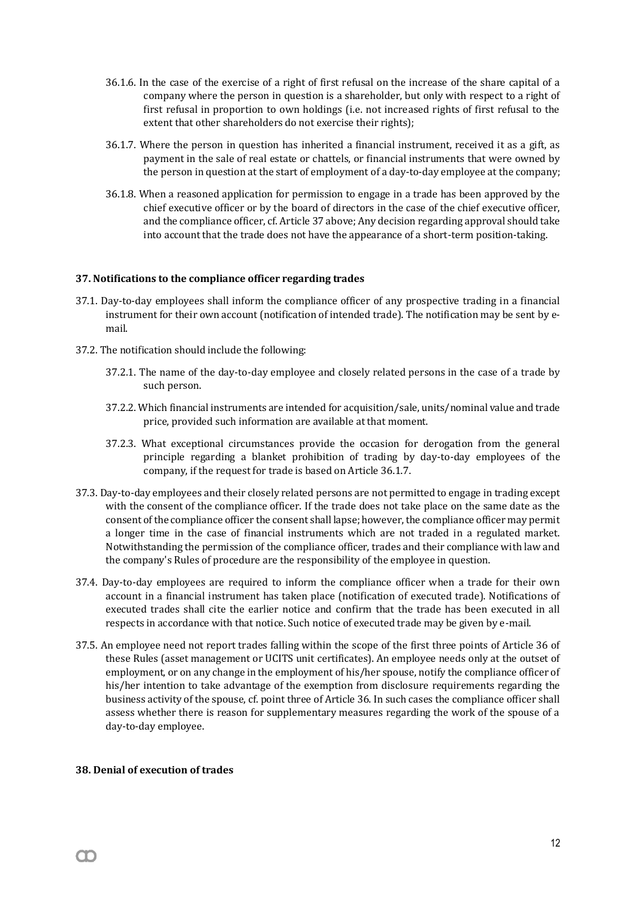36.1.6. In the case of the exercise of a right of first refusal on the increase of the share capital of a company where the person in question is a shareholder, but only with respect to a right of first refusal in proportion to own holdings (i.e. not increased rights of first refusal to the extent that other shareholders do not exercise their rights);

36.1.7. Where the person in question has inherited a financial instrument, received it as a gift, as payment in the sale of real estate or chattels, or financial instruments that were owned by the person in question at the start of employment of a day-to-day employee at the company;

36.1.8. When a reasoned application for permission to engage in a trade has been approved by the chief executive officer or by the board of directors in the case of the chief executive officer, and the compliance officer, cf. Article 37 above; Any decision regarding approval should take into account that the trade does not have the appearance of a short-term position-taking.

### 37. Notifications to the compliance officer regarding trades

37.1. Day-to-day employees shall inform the compliance officer of any prospective trading in a financial instrument for their own account (notification of intended trade). The notification may be sent by e-mail.

37.2. The notification should include the following:

37.2.1. The name of the day-to-day employee and closely related persons in the case of a trade by such person.

37.2.2. Which financial instruments are intended for acquisition/sale, units/nominal value and trade price, provided such information are available at that moment.

37.2.3. What exceptional circumstances provide the occasion for derogation from the general principle regarding a blanket prohibition of trading by day-to-day employees of the company, if the request for trade is based on Article 36.1.7.

37.3. Day-to-day employees and their closely related persons are not permitted to engage in trading except with the consent of the compliance officer. If the trade does not take place on the same date as the consent of the compliance officer the consent shall lapse; however, the compliance officer may permit a longer time in the case of financial instruments which are not traded in a regulated market. Notwithstanding the permission of the compliance officer, trades and their compliance with law and the company's Rules of procedure are the responsibility of the employee in question.

37.4. Day-to-day employees are required to inform the compliance officer when a trade for their own account in a financial instrument has taken place (notification of executed trade). Notifications of executed trades shall cite the earlier notice and confirm that the trade has been executed in all respects in accordance with that notice. Such notice of executed trade may be given by e-mail.

37.5. An employee need not report trades falling within the scope of the first three points of Article 36 of these Rules (asset management or UCITS unit certificates). An employee needs only at the outset of employment, or on any change in the employment of his/her spouse, notify the compliance officer of his/her intention to take advantage of the exemption from disclosure requirements regarding the business activity of the spouse, cf. point three of Article 36. In such cases the compliance officer shall assess whether there is reason for supplementary measures regarding the work of the spouse of a day-to-day employee.

### 38. Denial of execution of trades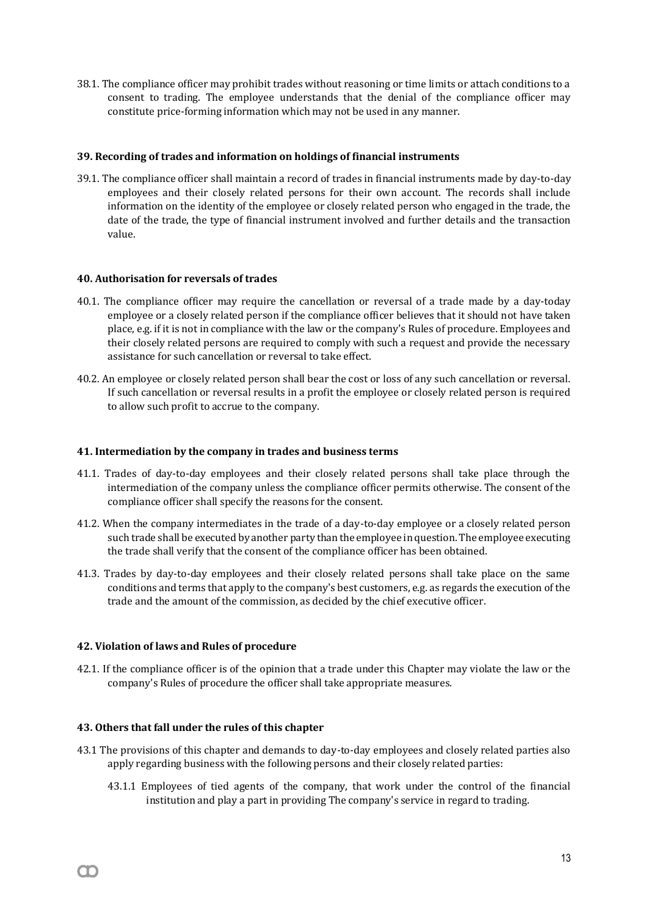38.1. The compliance officer may prohibit trades without reasoning or time limits or attach conditions to a consent to trading. The employee understands that the denial of the compliance officer may constitute price-forming information which may not be used in any manner.

### 39. Recording of trades and information on holdings of financial instruments

39.1. The compliance officer shall maintain a record of trades in financial instruments made by day-to-day employees and their closely related persons for their own account. The records shall include information on the identity of the employee or closely related person who engaged in the trade, the date of the trade, the type of financial instrument involved and further details and the transaction value.

### 40. Authorisation for reversals of trades

40.1. The compliance officer may require the cancellation or reversal of a trade made by a day-today employee or a closely related person if the compliance officer believes that it should not have taken place, e.g. if it is not in compliance with the law or the company's Rules of procedure. Employees and their closely related persons are required to comply with such a request and provide the necessary assistance for such cancellation or reversal to take effect.

40.2. An employee or closely related person shall bear the cost or loss of any such cancellation or reversal. If such cancellation or reversal results in a profit the employee or closely related person is required to allow such profit to accrue to the company.

### 41. Intermediation by the company in trades and business terms

41.1. Trades of day-to-day employees and their closely related persons shall take place through the intermediation of the company unless the compliance officer permits otherwise. The consent of the compliance officer shall specify the reasons for the consent.

41.2. When the company intermediates in the trade of a day-to-day employee or a closely related person such trade shall be executed by another party than the employee in question. The employee executing the trade shall verify that the consent of the compliance officer has been obtained.

41.3. Trades by day-to-day employees and their closely related persons shall take place on the same conditions and terms that apply to the company's best customers, e.g. as regards the execution of the trade and the amount of the commission, as decided by the chief executive officer.

### 42. Violation of laws and Rules of procedure

42.1. If the compliance officer is of the opinion that a trade under this Chapter may violate the law or the company's Rules of procedure the officer shall take appropriate measures.

### 43. Others that fall under the rules of this chapter

43.1 The provisions of this chapter and demands to day-to-day employees and closely related parties also apply regarding business with the following persons and their closely related parties:

43.1.1 Employees of tied agents of the company, that work under the control of the financial institution and play a part in providing The company's service in regard to trading.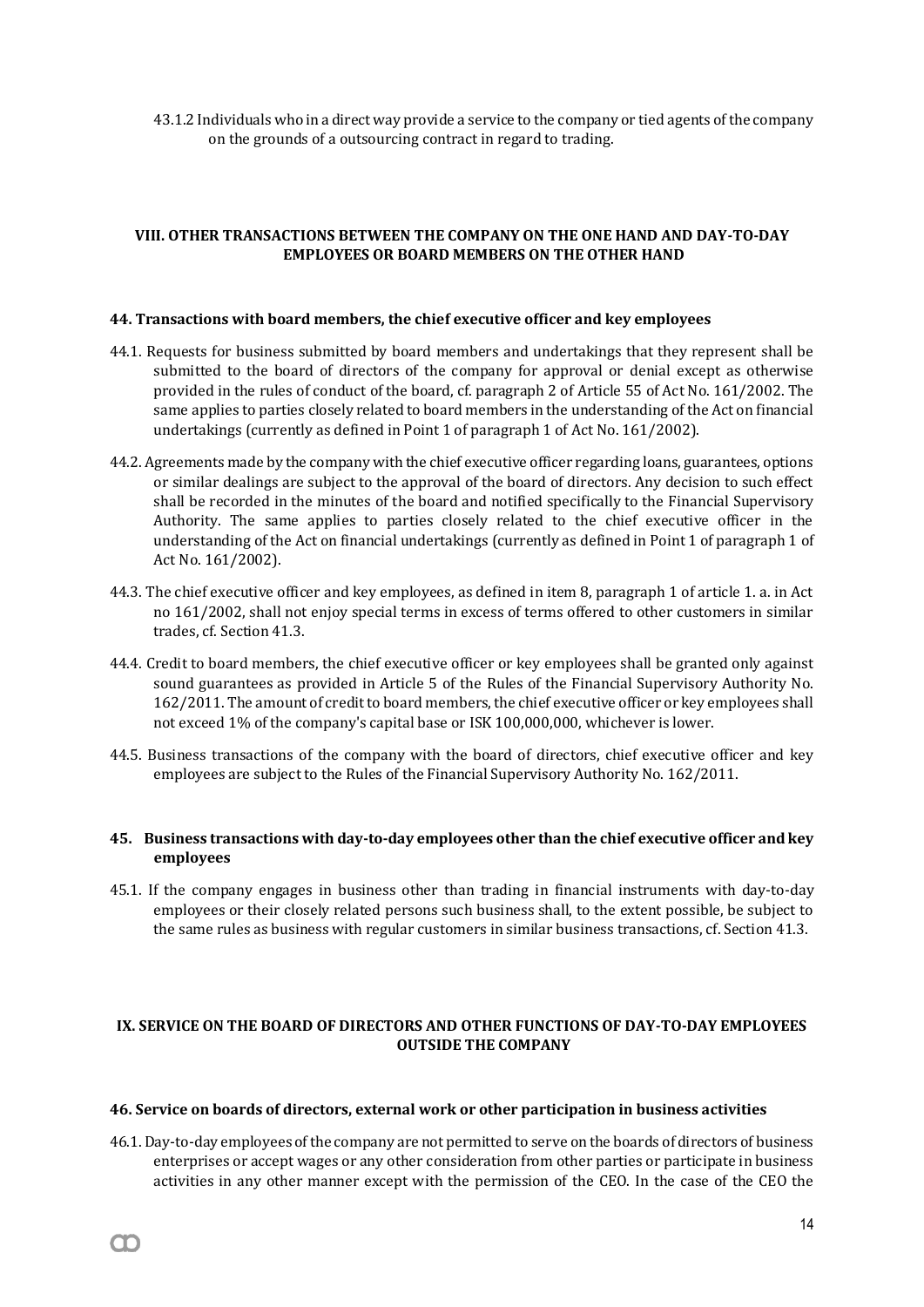43.1.2 Individuals who in a direct way provide a service to the company or tied agents of the company on the grounds of a outsourcing contract in regard to trading.

## VIII. OTHER TRANSACTIONS BETWEEN THE COMPANY ON THE ONE HAND AND DAY-TO-DAY EMPLOYEES OR BOARD MEMBERS ON THE OTHER HAND

### 44. Transactions with board members, the chief executive officer and key employees

44.1. Requests for business submitted by board members and undertakings that they represent shall be submitted to the board of directors of the company for approval or denial except as otherwise provided in the rules of conduct of the board, cf. paragraph 2 of Article 55 of Act No. 161/2002. The same applies to parties closely related to board members in the understanding of the Act on financial undertakings (currently as defined in Point 1 of paragraph 1 of Act No. 161/2002).

44.2. Agreements made by the company with the chief executive officer regarding loans, guarantees, options or similar dealings are subject to the approval of the board of directors. Any decision to such effect shall be recorded in the minutes of the board and notified specifically to the Financial Supervisory Authority. The same applies to parties closely related to the chief executive officer in the understanding of the Act on financial undertakings (currently as defined in Point 1 of paragraph 1 of Act No. 161/2002).

44.3. The chief executive officer and key employees, as defined in item 8, paragraph 1 of article 1. a. in Act no 161/2002, shall not enjoy special terms in excess of terms offered to other customers in similar trades, cf. Section 41.3.

44.4. Credit to board members, the chief executive officer or key employees shall be granted only against sound guarantees as provided in Article 5 of the Rules of the Financial Supervisory Authority No. 162/2011. The amount of credit to board members, the chief executive officer or key employees shall not exceed 1% of the company's capital base or ISK 100,000,000, whichever is lower.

44.5. Business transactions of the company with the board of directors, chief executive officer and key employees are subject to the Rules of the Financial Supervisory Authority No. 162/2011.

### 45. Business transactions with day-to-day employees other than the chief executive officer and key employees

45.1. If the company engages in business other than trading in financial instruments with day-to-day employees or their closely related persons such business shall, to the extent possible, be subject to the same rules as business with regular customers in similar business transactions, cf. Section 41.3.

## IX. SERVICE ON THE BOARD OF DIRECTORS AND OTHER FUNCTIONS OF DAY-TO-DAY EMPLOYEES OUTSIDE THE COMPANY

### 46. Service on boards of directors, external work or other participation in business activities

46.1. Day-to-day employees of the company are not permitted to serve on the boards of directors of business enterprises or accept wages or any other consideration from other parties or participate in business activities in any other manner except with the permission of the CEO. In the case of the CEO the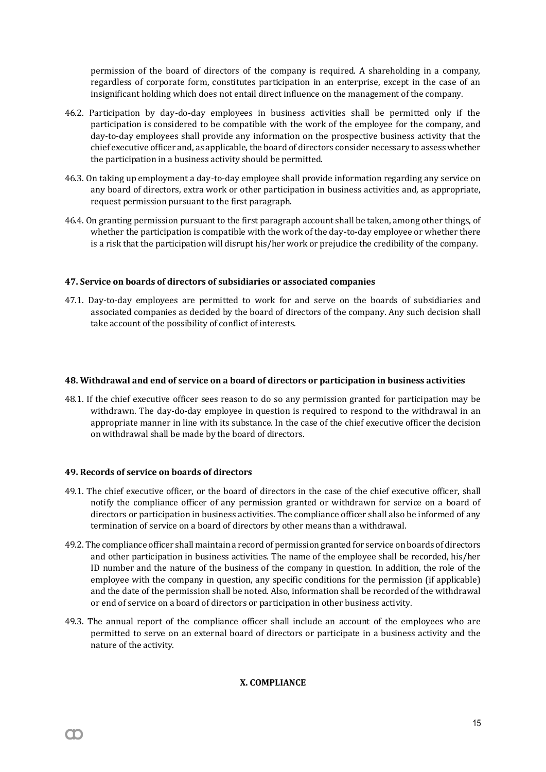permission of the board of directors of the company is required. A shareholding in a company, regardless of corporate form, constitutes participation in an enterprise, except in the case of an insignificant holding which does not entail direct influence on the management of the company.

46.2. Participation by day-do-day employees in business activities shall be permitted only if the participation is considered to be compatible with the work of the employee for the company, and day-to-day employees shall provide any information on the prospective business activity that the chief executive officer and, as applicable, the board of directors consider necessary to assess whether the participation in a business activity should be permitted.

46.3. On taking up employment a day-to-day employee shall provide information regarding any service on any board of directors, extra work or other participation in business activities and, as appropriate, request permission pursuant to the first paragraph.

46.4. On granting permission pursuant to the first paragraph account shall be taken, among other things, of whether the participation is compatible with the work of the day-to-day employee or whether there is a risk that the participation will disrupt his/her work or prejudice the credibility of the company.

#### 47. Service on boards of directors of subsidiaries or associated companies

47.1. Day-to-day employees are permitted to work for and serve on the boards of subsidiaries and associated companies as decided by the board of directors of the company. Any such decision shall take account of the possibility of conflict of interests.

#### 48. Withdrawal and end of service on a board of directors or participation in business activities

48.1. If the chief executive officer sees reason to do so any permission granted for participation may be withdrawn. The day-do-day employee in question is required to respond to the withdrawal in an appropriate manner in line with its substance. In the case of the chief executive officer the decision on withdrawal shall be made by the board of directors.

#### 49. Records of service on boards of directors

49.1. The chief executive officer, or the board of directors in the case of the chief executive officer, shall notify the compliance officer of any permission granted or withdrawn for service on a board of directors or participation in business activities. The compliance officer shall also be informed of any termination of service on a board of directors by other means than a withdrawal.

49.2. The compliance officer shall maintain a record of permission granted for service on boards of directors and other participation in business activities. The name of the employee shall be recorded, his/her ID number and the nature of the business of the company in question. In addition, the role of the employee with the company in question, any specific conditions for the permission (if applicable) and the date of the permission shall be noted. Also, information shall be recorded of the withdrawal or end of service on a board of directors or participation in other business activity.

49.3. The annual report of the compliance officer shall include an account of the employees who are permitted to serve on an external board of directors or participate in a business activity and the nature of the activity.

## X. COMPLIANCE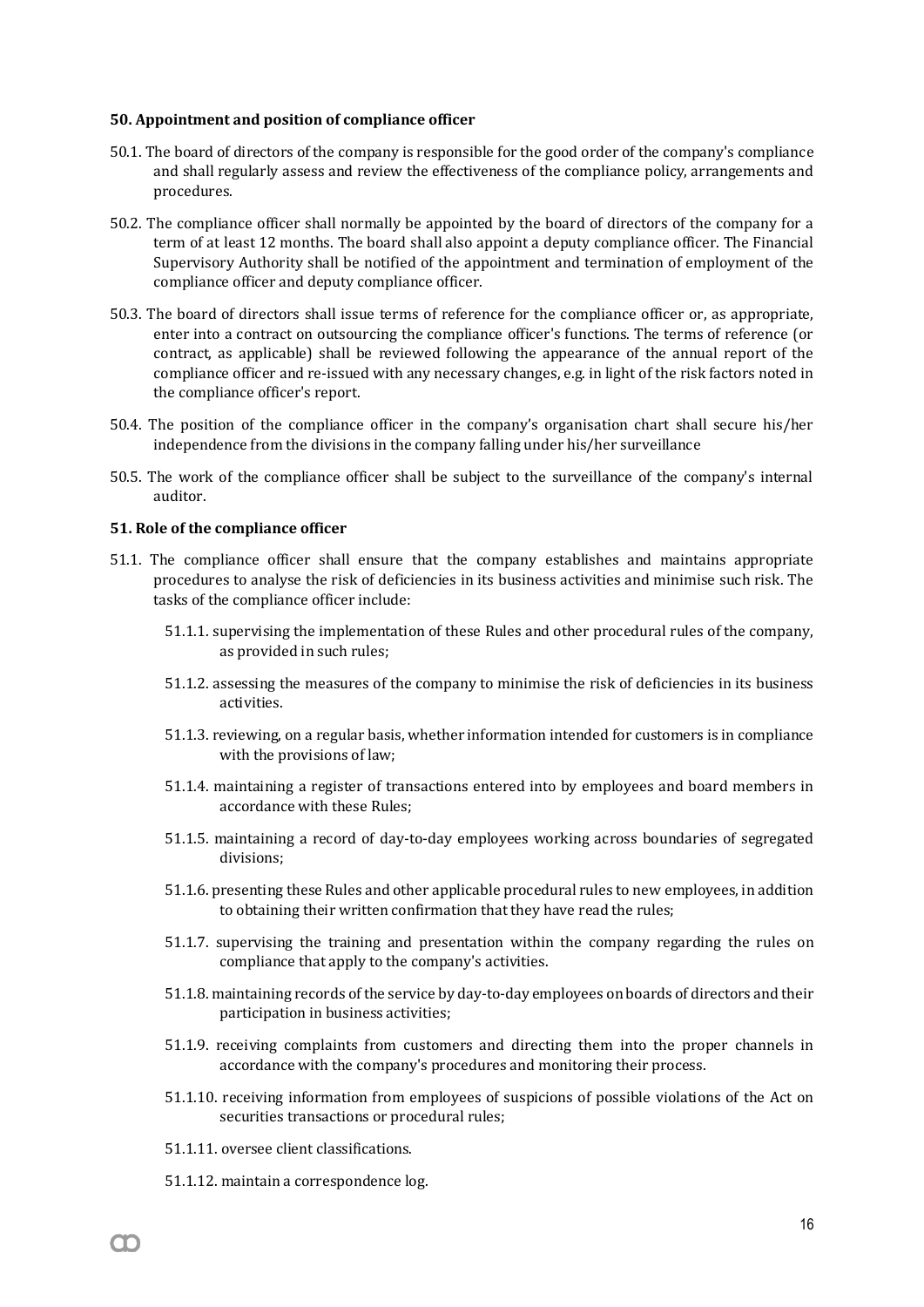#### 50. Appointment and position of compliance officer

50.1. The board of directors of the company is responsible for the good order of the company's compliance and shall regularly assess and review the effectiveness of the compliance policy, arrangements and procedures.

50.2. The compliance officer shall normally be appointed by the board of directors of the company for a term of at least 12 months. The board shall also appoint a deputy compliance officer. The Financial Supervisory Authority shall be notified of the appointment and termination of employment of the compliance officer and deputy compliance officer.

50.3. The board of directors shall issue terms of reference for the compliance officer or, as appropriate, enter into a contract on outsourcing the compliance officer's functions. The terms of reference (or contract, as applicable) shall be reviewed following the appearance of the annual report of the compliance officer and re-issued with any necessary changes, e.g. in light of the risk factors noted in the compliance officer's report.

50.4. The position of the compliance officer in the company's organisation chart shall secure his/her independence from the divisions in the company falling under his/her surveillance

50.5. The work of the compliance officer shall be subject to the surveillance of the company's internal auditor.

#### 51. Role of the compliance officer

51.1. The compliance officer shall ensure that the company establishes and maintains appropriate procedures to analyse the risk of deficiencies in its business activities and minimise such risk. The tasks of the compliance officer include:

- 51.1.1. supervising the implementation of these Rules and other procedural rules of the company, as provided in such rules;
- 51.1.2. assessing the measures of the company to minimise the risk of deficiencies in its business activities.
- 51.1.3. reviewing, on a regular basis, whether information intended for customers is in compliance with the provisions of law;
- 51.1.4. maintaining a register of transactions entered into by employees and board members in accordance with these Rules;
- 51.1.5. maintaining a record of day-to-day employees working across boundaries of segregated divisions;
- 51.1.6. presenting these Rules and other applicable procedural rules to new employees, in addition to obtaining their written confirmation that they have read the rules;
- 51.1.7. supervising the training and presentation within the company regarding the rules on compliance that apply to the company's activities.
- 51.1.8. maintaining records of the service by day-to-day employees on boards of directors and their participation in business activities;
- 51.1.9. receiving complaints from customers and directing them into the proper channels in accordance with the company's procedures and monitoring their process.
- 51.1.10. receiving information from employees of suspicions of possible violations of the Act on securities transactions or procedural rules;
- 51.1.11. oversee client classifications.
- 51.1.12. maintain a correspondence log.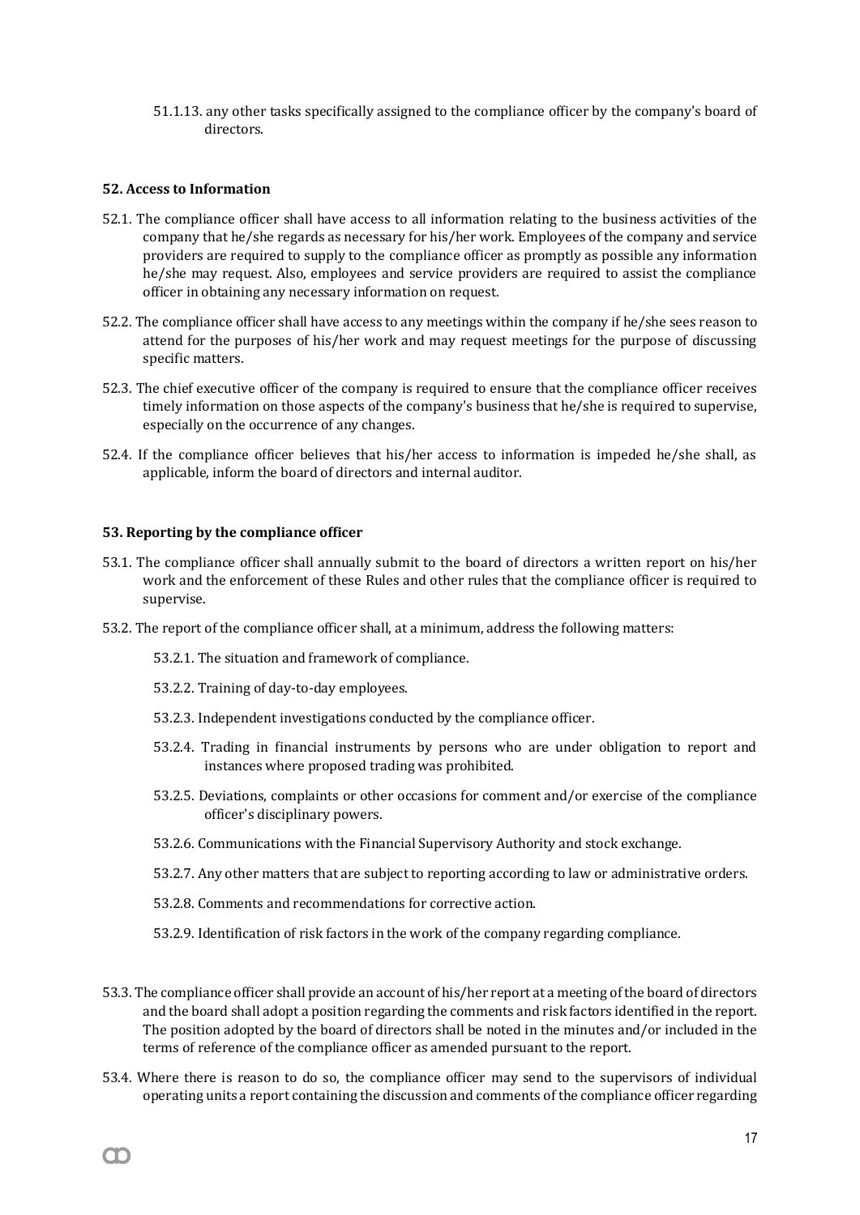51.1.13. any other tasks specifically assigned to the compliance officer by the company's board of directors.

**52. Access to Information**

52.1. The compliance officer shall have access to all information relating to the business activities of the company that he/she regards as necessary for his/her work. Employees of the company and service providers are required to supply to the compliance officer as promptly as possible any information he/she may request. Also, employees and service providers are required to assist the compliance officer in obtaining any necessary information on request.

52.2. The compliance officer shall have access to any meetings within the company if he/she sees reason to attend for the purposes of his/her work and may request meetings for the purpose of discussing specific matters.

52.3. The chief executive officer of the company is required to ensure that the compliance officer receives timely information on those aspects of the company's business that he/she is required to supervise, especially on the occurrence of any changes.

52.4. If the compliance officer believes that his/her access to information is impeded he/she shall, as applicable, inform the board of directors and internal auditor.

**53. Reporting by the compliance officer**

53.1. The compliance officer shall annually submit to the board of directors a written report on his/her work and the enforcement of these Rules and other rules that the compliance officer is required to supervise.

53.2. The report of the compliance officer shall, at a minimum, address the following matters:

53.2.1. The situation and framework of compliance.

53.2.2. Training of day-to-day employees.

53.2.3. Independent investigations conducted by the compliance officer.

53.2.4. Trading in financial instruments by persons who are under obligation to report and instances where proposed trading was prohibited.

53.2.5. Deviations, complaints or other occasions for comment and/or exercise of the compliance officer's disciplinary powers.

53.2.6. Communications with the Financial Supervisory Authority and stock exchange.

53.2.7. Any other matters that are subject to reporting according to law or administrative orders.

53.2.8. Comments and recommendations for corrective action.

53.2.9. Identification of risk factors in the work of the company regarding compliance.

53.3. The compliance officer shall provide an account of his/her report at a meeting of the board of directors and the board shall adopt a position regarding the comments and risk factors identified in the report. The position adopted by the board of directors shall be noted in the minutes and/or included in the terms of reference of the compliance officer as amended pursuant to the report.

53.4. Where there is reason to do so, the compliance officer may send to the supervisors of individual operating units a report containing the discussion and comments of the compliance officer regarding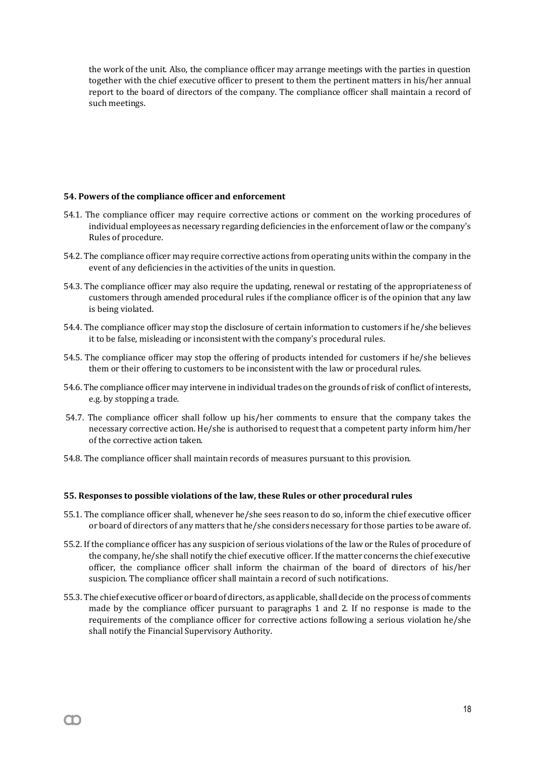the work of the unit. Also, the compliance officer may arrange meetings with the parties in question together with the chief executive officer to present to them the pertinent matters in his/her annual report to the board of directors of the company. The compliance officer shall maintain a record of such meetings.

### 54. Powers of the compliance officer and enforcement

54.1. The compliance officer may require corrective actions or comment on the working procedures of individual employees as necessary regarding deficiencies in the enforcement of law or the company's Rules of procedure.

54.2. The compliance officer may require corrective actions from operating units within the company in the event of any deficiencies in the activities of the units in question.

54.3. The compliance officer may also require the updating, renewal or restating of the appropriateness of customers through amended procedural rules if the compliance officer is of the opinion that any law is being violated.

54.4. The compliance officer may stop the disclosure of certain information to customers if he/she believes it to be false, misleading or inconsistent with the company's procedural rules.

54.5. The compliance officer may stop the offering of products intended for customers if he/she believes them or their offering to customers to be inconsistent with the law or procedural rules.

54.6. The compliance officer may intervene in individual trades on the grounds of risk of conflict of interests, e.g. by stopping a trade.

54.7. The compliance officer shall follow up his/her comments to ensure that the company takes the necessary corrective action. He/she is authorised to request that a competent party inform him/her of the corrective action taken.

54.8. The compliance officer shall maintain records of measures pursuant to this provision.

### 55. Responses to possible violations of the law, these Rules or other procedural rules

55.1. The compliance officer shall, whenever he/she sees reason to do so, inform the chief executive officer or board of directors of any matters that he/she considers necessary for those parties to be aware of.

55.2. If the compliance officer has any suspicion of serious violations of the law or the Rules of procedure of the company, he/she shall notify the chief executive officer. If the matter concerns the chief executive officer, the compliance officer shall inform the chairman of the board of directors of his/her suspicion. The compliance officer shall maintain a record of such notifications.

55.3. The chief executive officer or board of directors, as applicable, shall decide on the process of comments made by the compliance officer pursuant to paragraphs 1 and 2. If no response is made to the requirements of the compliance officer for corrective actions following a serious violation he/she shall notify the Financial Supervisory Authority.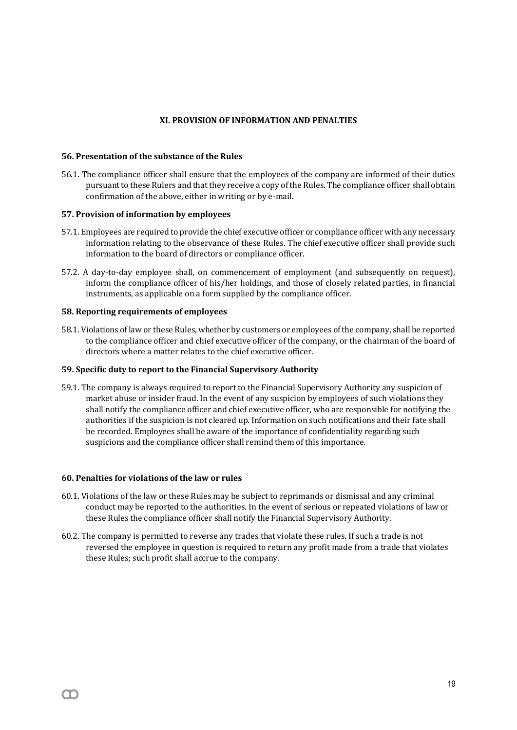## XI. PROVISION OF INFORMATION AND PENALTIES

### 56. Presentation of the substance of the Rules

56.1. The compliance officer shall ensure that the employees of the company are informed of their duties pursuant to these Rulers and that they receive a copy of the Rules. The compliance officer shall obtain confirmation of the above, either in writing or by e-mail.

### 57. Provision of information by employees

57.1. Employees are required to provide the chief executive officer or compliance officer with any necessary information relating to the observance of these Rules. The chief executive officer shall provide such information to the board of directors or compliance officer.

57.2. A day-to-day employee shall, on commencement of employment (and subsequently on request), inform the compliance officer of his/her holdings, and those of closely related parties, in financial instruments, as applicable on a form supplied by the compliance officer.

### 58. Reporting requirements of employees

58.1. Violations of law or these Rules, whether by customers or employees of the company, shall be reported to the compliance officer and chief executive officer of the company, or the chairman of the board of directors where a matter relates to the chief executive officer.

### 59. Specific duty to report to the Financial Supervisory Authority

59.1. The company is always required to report to the Financial Supervisory Authority any suspicion of market abuse or insider fraud. In the event of any suspicion by employees of such violations they shall notify the compliance officer and chief executive officer, who are responsible for notifying the authorities if the suspicion is not cleared up. Information on such notifications and their fate shall be recorded. Employees shall be aware of the importance of confidentiality regarding such suspicions and the compliance officer shall remind them of this importance.

### 60. Penalties for violations of the law or rules

60.1. Violations of the law or these Rules may be subject to reprimands or dismissal and any criminal conduct may be reported to the authorities. In the event of serious or repeated violations of law or these Rules the compliance officer shall notify the Financial Supervisory Authority.

60.2. The company is permitted to reverse any trades that violate these rules. If such a trade is not reversed the employee in question is required to return any profit made from a trade that violates these Rules; such profit shall accrue to the company.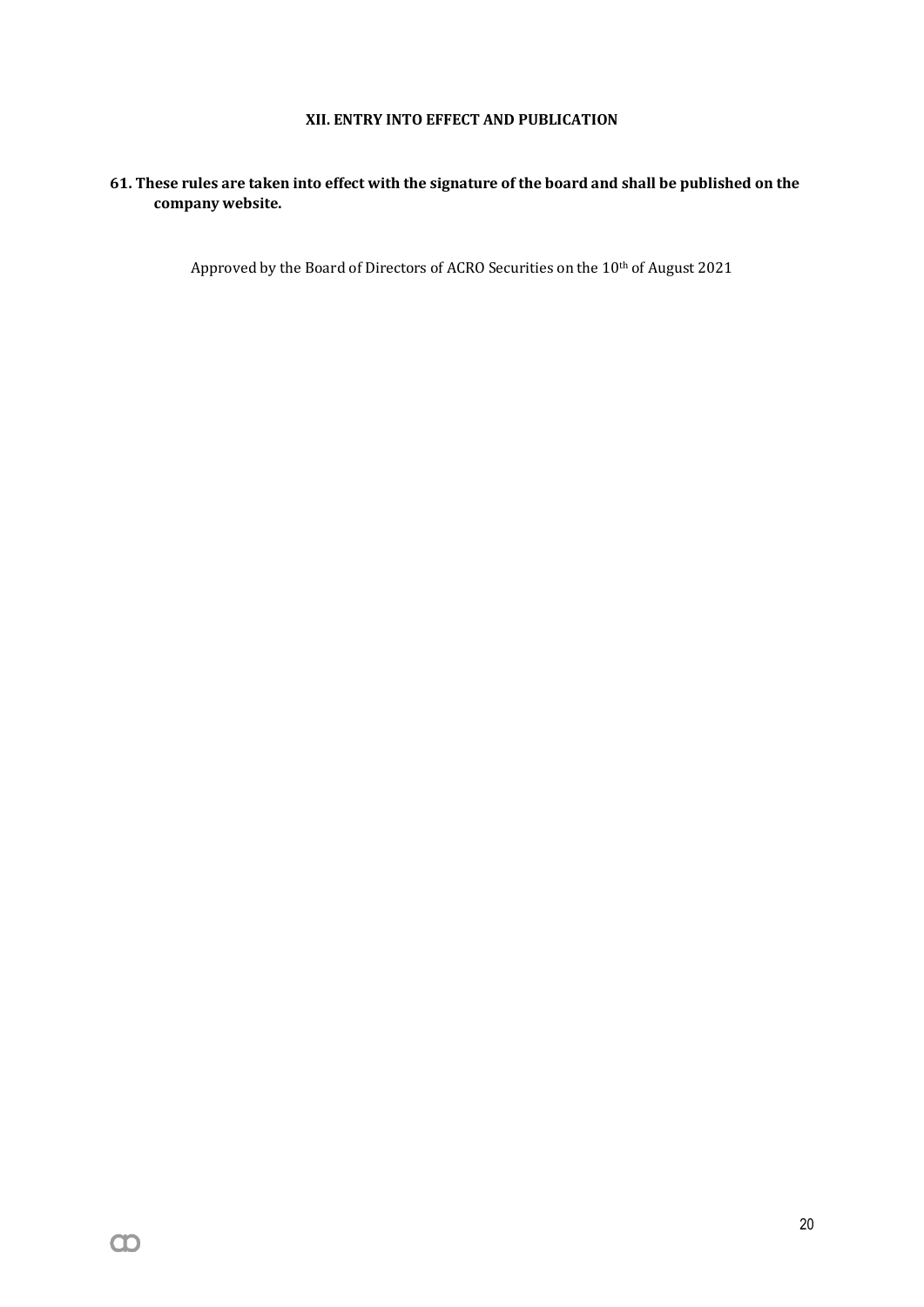## XII. ENTRY INTO EFFECT AND PUBLICATION

**61. These rules are taken into effect with the signature of the board and shall be published on the company website.**

Approved by the Board of Directors of ACRO Securities on the 10th of August 2021